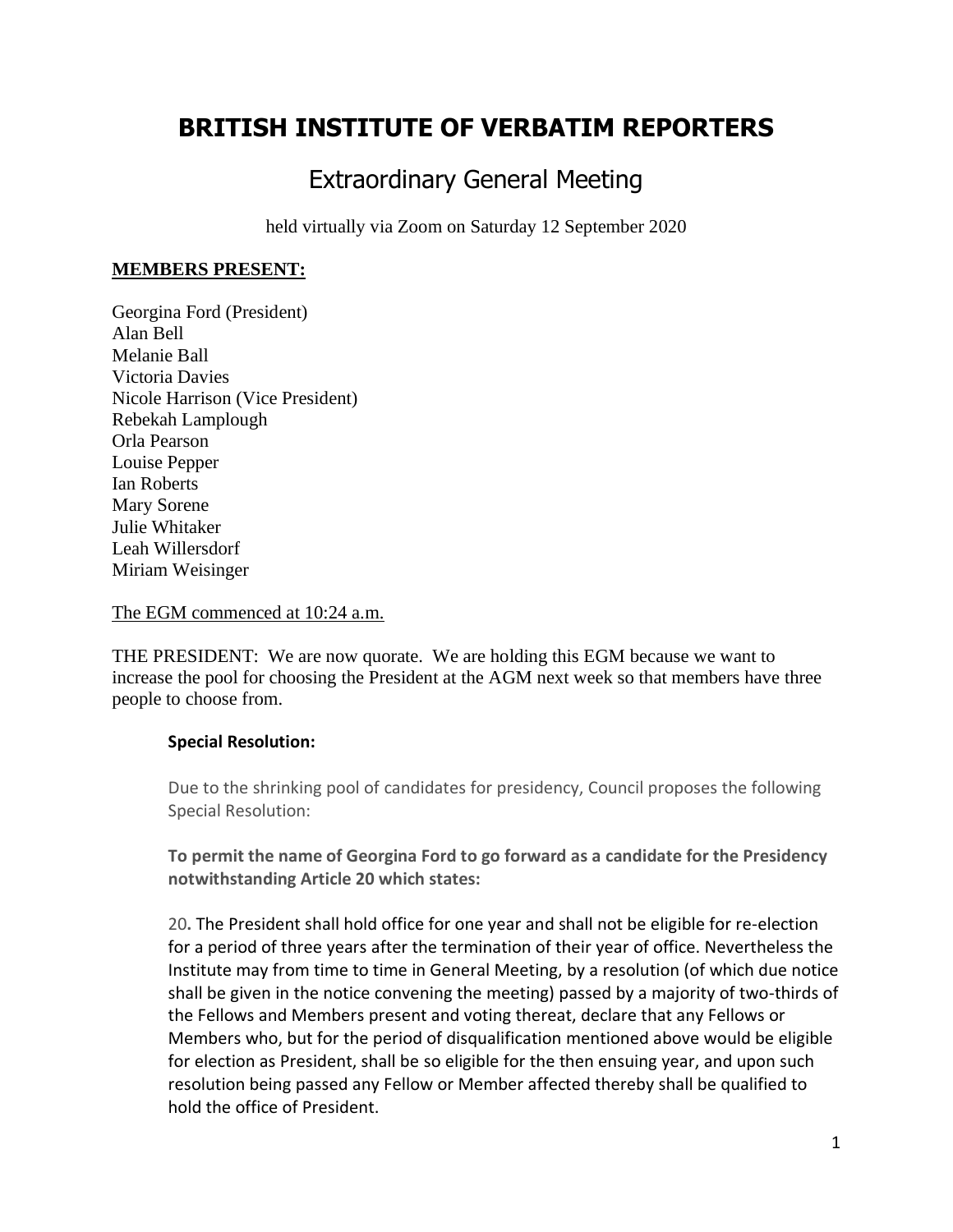# BRITISH INSTITUTE OF VERBATIM REPORTERS

## Extraordinary General Meeting

held virtually via Zoom on Saturday 12 September 2020

**MEMBERS PRESENT:**

Georgina Ford (President)
Alan Bell
Melanie Ball
Victoria Davies
Nicole Harrison (Vice President)
Rebekah Lamplough
Orla Pearson
Louise Pepper
Ian Roberts
Mary Sorene
Julie Whitaker
Leah Willersdorf
Miriam Weisinger

The EGM commenced at 10:24 a.m.

THE PRESIDENT: We are now quorate. We are holding this EGM because we want to increase the pool for choosing the President at the AGM next week so that members have three people to choose from.

> **Special Resolution:**
>
> Due to the shrinking pool of candidates for presidency, Council proposes the following Special Resolution:
>
> **To permit the name of Georgina Ford to go forward as a candidate for the Presidency notwithstanding Article 20 which states:**
>
> 20. The President shall hold office for one year and shall not be eligible for re-election for a period of three years after the termination of their year of office. Nevertheless the Institute may from time to time in General Meeting, by a resolution (of which due notice shall be given in the notice convening the meeting) passed by a majority of two-thirds of the Fellows and Members present and voting thereat, declare that any Fellows or Members who, but for the period of disqualification mentioned above would be eligible for election as President, shall be so eligible for the then ensuing year, and upon such resolution being passed any Fellow or Member affected thereby shall be qualified to hold the office of President.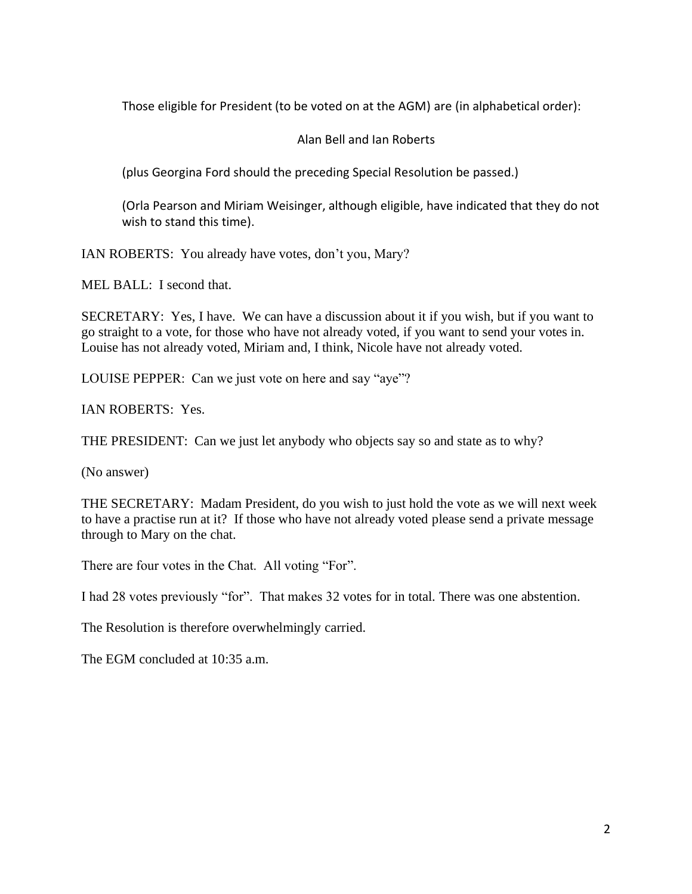Those eligible for President (to be voted on at the AGM) are (in alphabetical order):

Alan Bell and Ian Roberts

(plus Georgina Ford should the preceding Special Resolution be passed.)

(Orla Pearson and Miriam Weisinger, although eligible, have indicated that they do not wish to stand this time).

IAN ROBERTS: You already have votes, don't you, Mary?

MEL BALL: I second that.

SECRETARY: Yes, I have. We can have a discussion about it if you wish, but if you want to go straight to a vote, for those who have not already voted, if you want to send your votes in. Louise has not already voted, Miriam and, I think, Nicole have not already voted.

LOUISE PEPPER: Can we just vote on here and say "aye"?

IAN ROBERTS: Yes.

THE PRESIDENT: Can we just let anybody who objects say so and state as to why?

(No answer)

THE SECRETARY: Madam President, do you wish to just hold the vote as we will next week to have a practise run at it? If those who have not already voted please send a private message through to Mary on the chat.

There are four votes in the Chat. All voting "For".

I had 28 votes previously "for". That makes 32 votes for in total. There was one abstention.

The Resolution is therefore overwhelmingly carried.

The EGM concluded at 10:35 a.m.